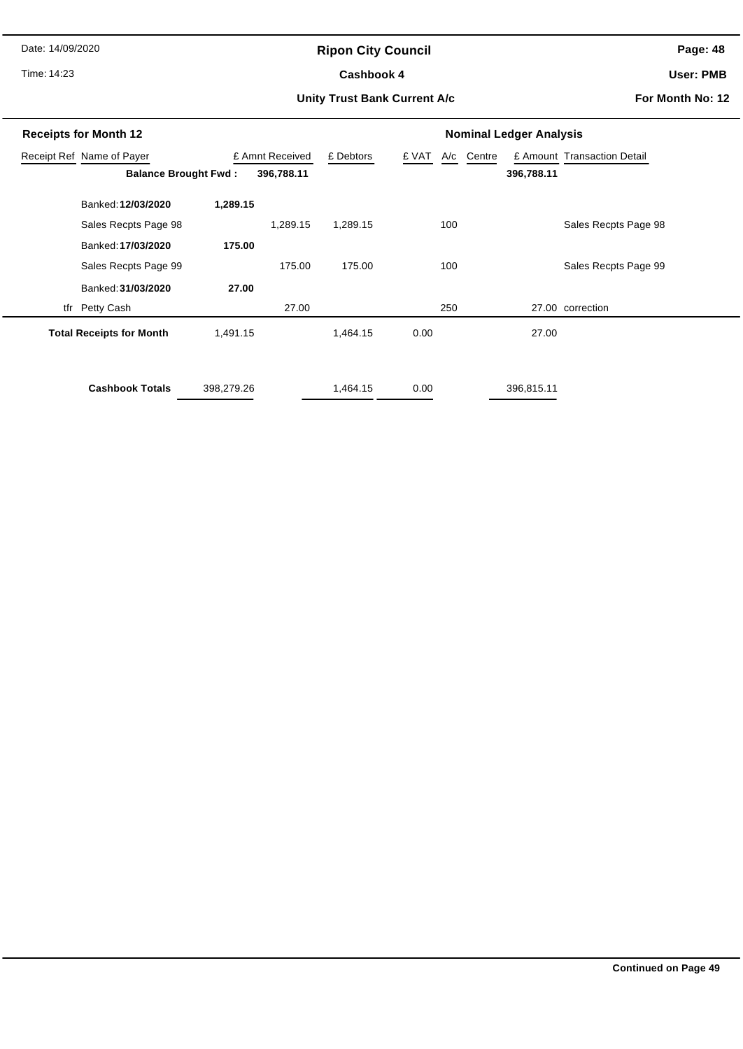Date: 14/09/2020

Time: 14:23

# Ripon City Council

## Cashbook 4

### Unity Trust Bank Current A/c

Page: 48

User: PMB

For Month No: 12

**Receipts for Month 12** | **Nominal Ledger Analysis**

| Receipt Ref | Name of Payer | | £ Amnt Received | £ Debtors | £ VAT | A/c | Centre | £ Amount | Transaction Detail |
|---|---|---|---|---|---|---|---|---|---|
| | **Balance Brought Fwd :** | | **396,788.11** | | | | | **396,788.11** | |
| | Banked: **12/03/2020** | **1,289.15** | | | | | | | |
| | Sales Recpts Page 98 | | 1,289.15 | 1,289.15 | | 100 | | | Sales Recpts Page 98 |
| | Banked: **17/03/2020** | **175.00** | | | | | | | |
| | Sales Recpts Page 99 | | 175.00 | 175.00 | | 100 | | | Sales Recpts Page 99 |
| | Banked: **31/03/2020** | **27.00** | | | | | | | |
| tfr | Petty Cash | | 27.00 | | | 250 | | 27.00 | correction |
| | **Total Receipts for Month** | 1,491.15 | | 1,464.15 | 0.00 | | | 27.00 | |
| | **Cashbook Totals** | 398,279.26 | | 1,464.15 | 0.00 | | | 396,815.11 | |

**Continued on Page 49**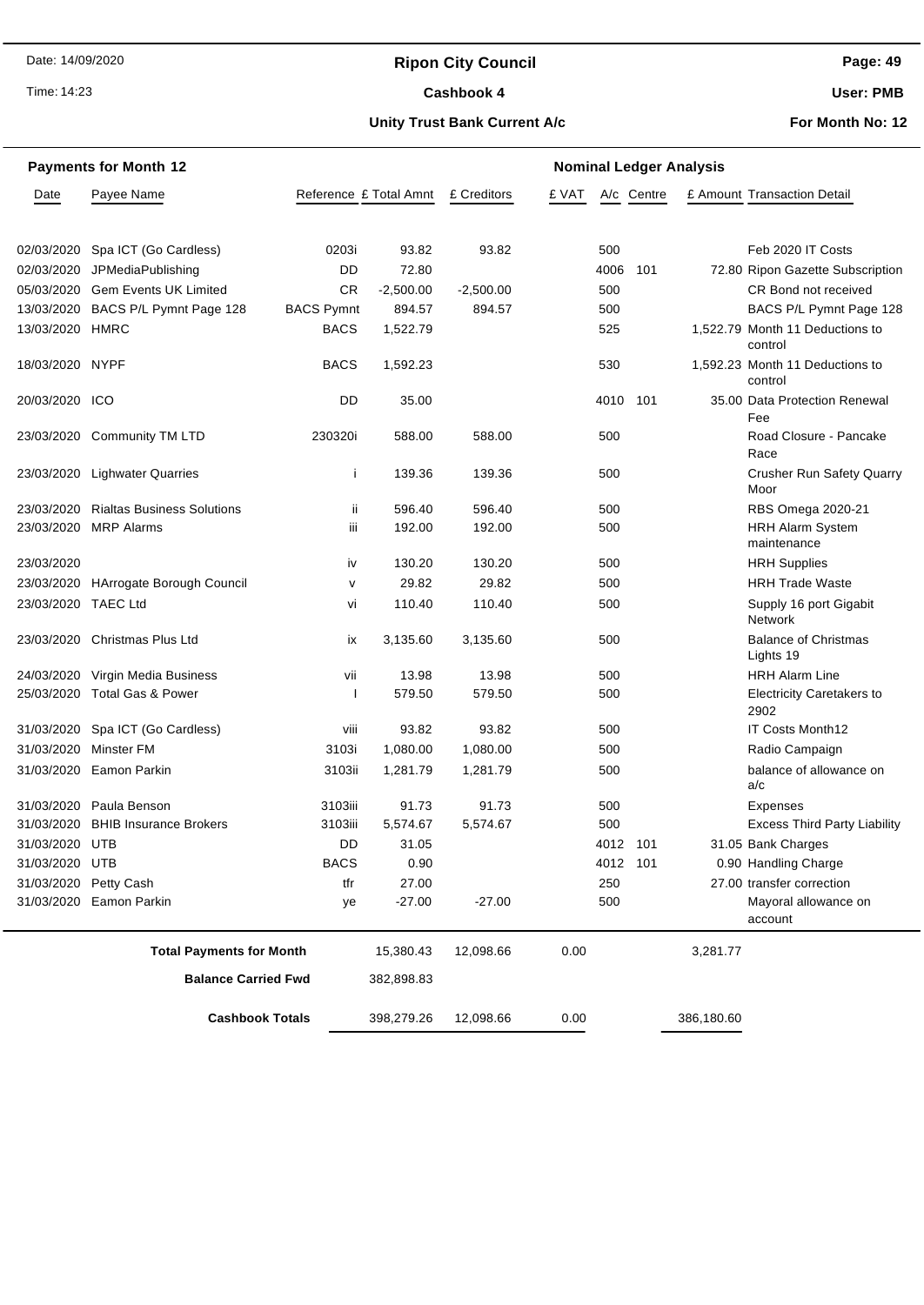Date: 14/09/2020

Time: 14:23

# Ripon City Council

## Cashbook 4

### Unity Trust Bank Current A/c

User: PMB

For Month No: 12

**Payments for Month 12** | **Nominal Ledger Analysis**

| Date | Payee Name | Reference | £ Total Amnt | £ Creditors | £ VAT | A/c | Centre | £ Amount | Transaction Detail |
|---|---|---|---|---|---|---|---|---|---|
| 02/03/2020 | Spa ICT (Go Cardless) | 0203i | 93.82 | 93.82 | | 500 | | | Feb 2020 IT Costs |
| 02/03/2020 | JPMediaPublishing | DD | 72.80 | | | 4006 | 101 | 72.80 | Ripon Gazette Subscription |
| 05/03/2020 | Gem Events UK Limited | CR | -2,500.00 | -2,500.00 | | 500 | | | CR Bond not received |
| 13/03/2020 | BACS P/L Pymnt Page 128 | BACS Pymnt | 894.57 | 894.57 | | 500 | | | BACS P/L Pymnt Page 128 |
| 13/03/2020 | HMRC | BACS | 1,522.79 | | | 525 | | 1,522.79 | Month 11 Deductions to control |
| 18/03/2020 | NYPF | BACS | 1,592.23 | | | 530 | | 1,592.23 | Month 11 Deductions to control |
| 20/03/2020 | ICO | DD | 35.00 | | | 4010 | 101 | 35.00 | Data Protection Renewal Fee |
| 23/03/2020 | Community TM LTD | 230320i | 588.00 | 588.00 | | 500 | | | Road Closure - Pancake Race |
| 23/03/2020 | Lighwater Quarries | i | 139.36 | 139.36 | | 500 | | | Crusher Run Safety Quarry Moor |
| 23/03/2020 | Rialtas Business Solutions | ii | 596.40 | 596.40 | | 500 | | | RBS Omega 2020-21 |
| 23/03/2020 | MRP Alarms | iii | 192.00 | 192.00 | | 500 | | | HRH Alarm System maintenance |
| 23/03/2020 | | iv | 130.20 | 130.20 | | 500 | | | HRH Supplies |
| 23/03/2020 | HArrogate Borough Council | v | 29.82 | 29.82 | | 500 | | | HRH Trade Waste |
| 23/03/2020 | TAEC Ltd | vi | 110.40 | 110.40 | | 500 | | | Supply 16 port Gigabit Network |
| 23/03/2020 | Christmas Plus Ltd | ix | 3,135.60 | 3,135.60 | | 500 | | | Balance of Christmas Lights 19 |
| 24/03/2020 | Virgin Media Business | vii | 13.98 | 13.98 | | 500 | | | HRH Alarm Line |
| 25/03/2020 | Total Gas & Power | l | 579.50 | 579.50 | | 500 | | | Electricity Caretakers to 2902 |
| 31/03/2020 | Spa ICT (Go Cardless) | viii | 93.82 | 93.82 | | 500 | | | IT Costs Month12 |
| 31/03/2020 | Minster FM | 3103i | 1,080.00 | 1,080.00 | | 500 | | | Radio Campaign |
| 31/03/2020 | Eamon Parkin | 3103ii | 1,281.79 | 1,281.79 | | 500 | | | balance of allowance on a/c |
| 31/03/2020 | Paula Benson | 3103iii | 91.73 | 91.73 | | 500 | | | Expenses |
| 31/03/2020 | BHIB Insurance Brokers | 3103iii | 5,574.67 | 5,574.67 | | 500 | | | Excess Third Party Liability |
| 31/03/2020 | UTB | DD | 31.05 | | | 4012 | 101 | 31.05 | Bank Charges |
| 31/03/2020 | UTB | BACS | 0.90 | | | 4012 | 101 | 0.90 | Handling Charge |
| 31/03/2020 | Petty Cash | tfr | 27.00 | | | 250 | | 27.00 | transfer correction |
| 31/03/2020 | Eamon Parkin | ye | -27.00 | -27.00 | | 500 | | | Mayoral allowance on account |
| | **Total Payments for Month** | | 15,380.43 | 12,098.66 | 0.00 | | | 3,281.77 | |
| | **Balance Carried Fwd** | | 382,898.83 | | | | | | |
| | **Cashbook Totals** | | 398,279.26 | 12,098.66 | 0.00 | | | 386,180.60 | |